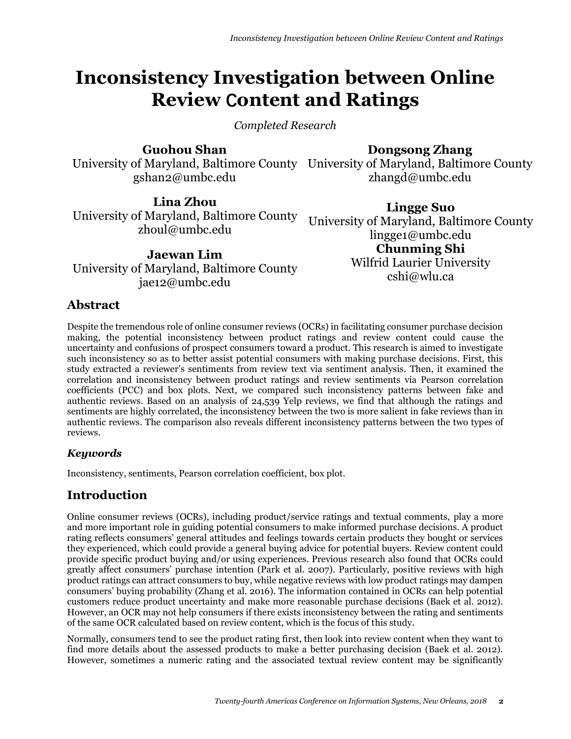# Inconsistency Investigation between Online Review Content and Ratings

*Completed Research*

**Guohou Shan**
University of Maryland, Baltimore County
gshan2@umbc.edu

**Dongsong Zhang**
University of Maryland, Baltimore County
zhangd@umbc.edu

**Lina Zhou**
University of Maryland, Baltimore County
zhoul@umbc.edu

**Lingge Suo**
University of Maryland, Baltimore County
lingge1@umbc.edu

**Jaewan Lim**
University of Maryland, Baltimore County
jae12@umbc.edu

**Chunming Shi**
Wilfrid Laurier University
cshi@wlu.ca

## Abstract

Despite the tremendous role of online consumer reviews (OCRs) in facilitating consumer purchase decision making, the potential inconsistency between product ratings and review content could cause the uncertainty and confusions of prospect consumers toward a product. This research is aimed to investigate such inconsistency so as to better assist potential consumers with making purchase decisions. First, this study extracted a reviewer's sentiments from review text via sentiment analysis. Then, it examined the correlation and inconsistency between product ratings and review sentiments via Pearson correlation coefficients (PCC) and box plots. Next, we compared such inconsistency patterns between fake and authentic reviews. Based on an analysis of 24,539 Yelp reviews, we find that although the ratings and sentiments are highly correlated, the inconsistency between the two is more salient in fake reviews than in authentic reviews. The comparison also reveals different inconsistency patterns between the two types of reviews.

### *Keywords*

Inconsistency, sentiments, Pearson correlation coefficient, box plot.

## Introduction

Online consumer reviews (OCRs), including product/service ratings and textual comments, play a more and more important role in guiding potential consumers to make informed purchase decisions. A product rating reflects consumers' general attitudes and feelings towards certain products they bought or services they experienced, which could provide a general buying advice for potential buyers. Review content could provide specific product buying and/or using experiences. Previous research also found that OCRs could greatly affect consumers' purchase intention (Park et al. 2007). Particularly, positive reviews with high product ratings can attract consumers to buy, while negative reviews with low product ratings may dampen consumers' buying probability (Zhang et al. 2016). The information contained in OCRs can help potential customers reduce product uncertainty and make more reasonable purchase decisions (Baek et al. 2012). However, an OCR may not help consumers if there exists inconsistency between the rating and sentiments of the same OCR calculated based on review content, which is the focus of this study.

Normally, consumers tend to see the product rating first, then look into review content when they want to find more details about the assessed products to make a better purchasing decision (Baek et al. 2012). However, sometimes a numeric rating and the associated textual review content may be significantly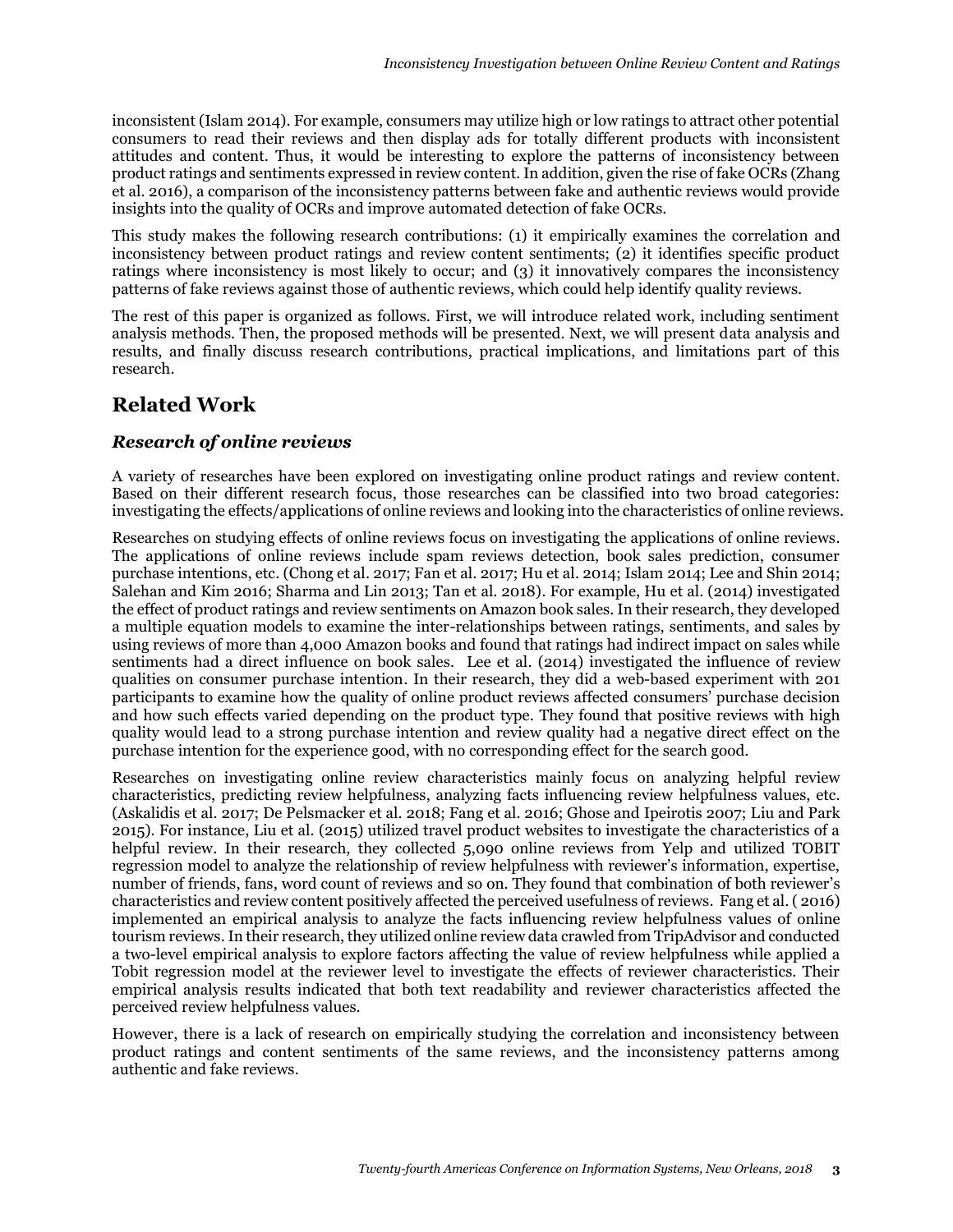inconsistent (Islam 2014). For example, consumers may utilize high or low ratings to attract other potential consumers to read their reviews and then display ads for totally different products with inconsistent attitudes and content. Thus, it would be interesting to explore the patterns of inconsistency between product ratings and sentiments expressed in review content. In addition, given the rise of fake OCRs (Zhang et al. 2016), a comparison of the inconsistency patterns between fake and authentic reviews would provide insights into the quality of OCRs and improve automated detection of fake OCRs.

This study makes the following research contributions: (1) it empirically examines the correlation and inconsistency between product ratings and review content sentiments; (2) it identifies specific product ratings where inconsistency is most likely to occur; and (3) it innovatively compares the inconsistency patterns of fake reviews against those of authentic reviews, which could help identify quality reviews.

The rest of this paper is organized as follows. First, we will introduce related work, including sentiment analysis methods. Then, the proposed methods will be presented. Next, we will present data analysis and results, and finally discuss research contributions, practical implications, and limitations part of this research.

## Related Work

### *Research of online reviews*

A variety of researches have been explored on investigating online product ratings and review content. Based on their different research focus, those researches can be classified into two broad categories: investigating the effects/applications of online reviews and looking into the characteristics of online reviews.

Researches on studying effects of online reviews focus on investigating the applications of online reviews. The applications of online reviews include spam reviews detection, book sales prediction, consumer purchase intentions, etc. (Chong et al. 2017; Fan et al. 2017; Hu et al. 2014; Islam 2014; Lee and Shin 2014; Salehan and Kim 2016; Sharma and Lin 2013; Tan et al. 2018). For example, Hu et al. (2014) investigated the effect of product ratings and review sentiments on Amazon book sales. In their research, they developed a multiple equation models to examine the inter-relationships between ratings, sentiments, and sales by using reviews of more than 4,000 Amazon books and found that ratings had indirect impact on sales while sentiments had a direct influence on book sales. Lee et al. (2014) investigated the influence of review qualities on consumer purchase intention. In their research, they did a web-based experiment with 201 participants to examine how the quality of online product reviews affected consumers' purchase decision and how such effects varied depending on the product type. They found that positive reviews with high quality would lead to a strong purchase intention and review quality had a negative direct effect on the purchase intention for the experience good, with no corresponding effect for the search good.

Researches on investigating online review characteristics mainly focus on analyzing helpful review characteristics, predicting review helpfulness, analyzing facts influencing review helpfulness values, etc. (Askalidis et al. 2017; De Pelsmacker et al. 2018; Fang et al. 2016; Ghose and Ipeirotis 2007; Liu and Park 2015). For instance, Liu et al. (2015) utilized travel product websites to investigate the characteristics of a helpful review. In their research, they collected 5,090 online reviews from Yelp and utilized TOBIT regression model to analyze the relationship of review helpfulness with reviewer's information, expertise, number of friends, fans, word count of reviews and so on. They found that combination of both reviewer's characteristics and review content positively affected the perceived usefulness of reviews. Fang et al. ( 2016) implemented an empirical analysis to analyze the facts influencing review helpfulness values of online tourism reviews. In their research, they utilized online review data crawled from TripAdvisor and conducted a two-level empirical analysis to explore factors affecting the value of review helpfulness while applied a Tobit regression model at the reviewer level to investigate the effects of reviewer characteristics. Their empirical analysis results indicated that both text readability and reviewer characteristics affected the perceived review helpfulness values.

However, there is a lack of research on empirically studying the correlation and inconsistency between product ratings and content sentiments of the same reviews, and the inconsistency patterns among authentic and fake reviews.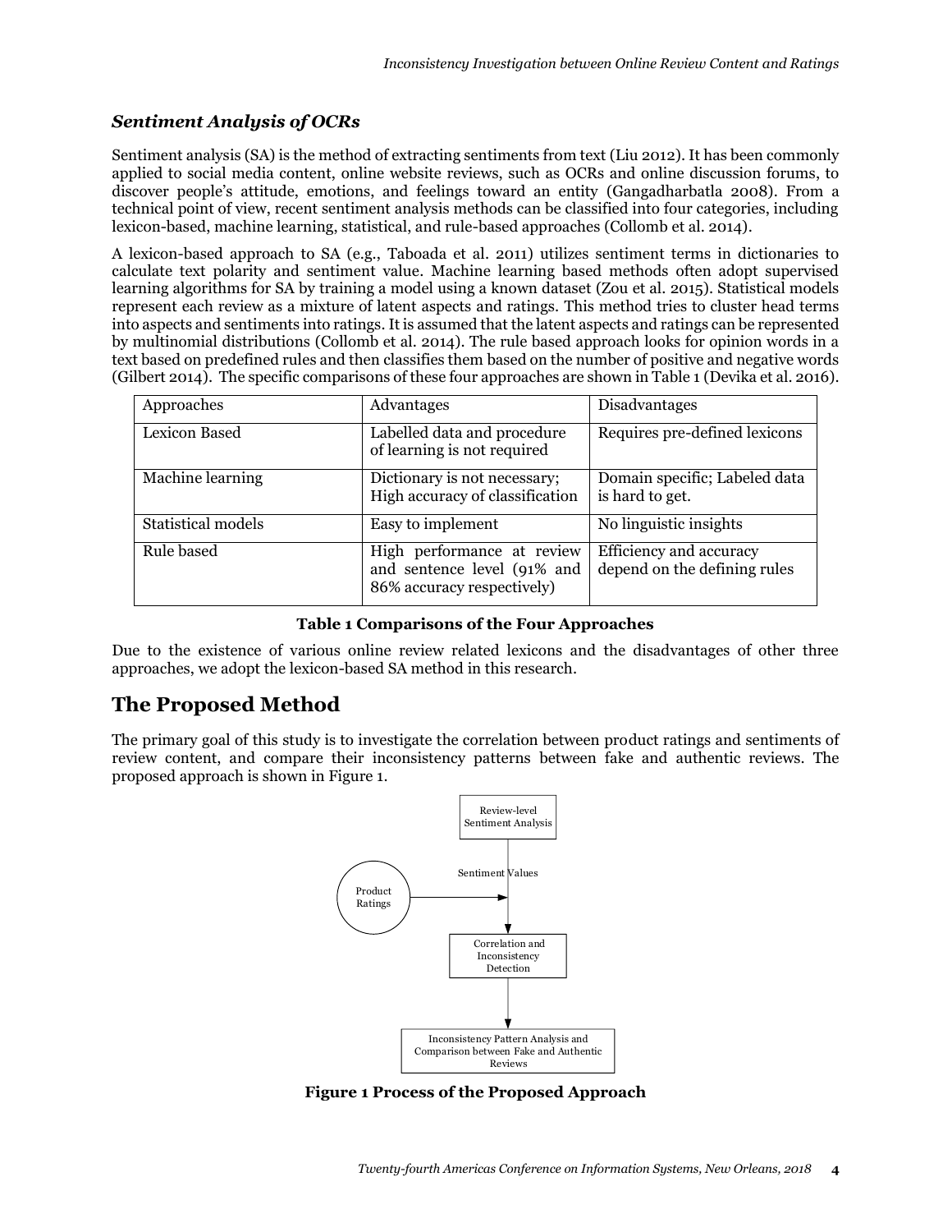### *Sentiment Analysis of OCRs*

Sentiment analysis (SA) is the method of extracting sentiments from text (Liu 2012). It has been commonly applied to social media content, online website reviews, such as OCRs and online discussion forums, to discover people's attitude, emotions, and feelings toward an entity (Gangadharbatla 2008). From a technical point of view, recent sentiment analysis methods can be classified into four categories, including lexicon-based, machine learning, statistical, and rule-based approaches (Collomb et al. 2014).

A lexicon-based approach to SA (e.g., Taboada et al. 2011) utilizes sentiment terms in dictionaries to calculate text polarity and sentiment value. Machine learning based methods often adopt supervised learning algorithms for SA by training a model using a known dataset (Zou et al. 2015). Statistical models represent each review as a mixture of latent aspects and ratings. This method tries to cluster head terms into aspects and sentiments into ratings. It is assumed that the latent aspects and ratings can be represented by multinomial distributions (Collomb et al. 2014). The rule based approach looks for opinion words in a text based on predefined rules and then classifies them based on the number of positive and negative words (Gilbert 2014). The specific comparisons of these four approaches are shown in Table 1 (Devika et al. 2016).

| Approaches | Advantages | Disadvantages |
|---|---|---|
| Lexicon Based | Labelled data and procedure of learning is not required | Requires pre-defined lexicons |
| Machine learning | Dictionary is not necessary; High accuracy of classification | Domain specific; Labeled data is hard to get. |
| Statistical models | Easy to implement | No linguistic insights |
| Rule based | High performance at review and sentence level (91% and 86% accuracy respectively) | Efficiency and accuracy depend on the defining rules |

**Table 1 Comparisons of the Four Approaches**

Due to the existence of various online review related lexicons and the disadvantages of other three approaches, we adopt the lexicon-based SA method in this research.

## The Proposed Method

The primary goal of this study is to investigate the correlation between product ratings and sentiments of review content, and compare their inconsistency patterns between fake and authentic reviews. The proposed approach is shown in Figure 1.

Review-level Sentiment Analysis

Sentiment Values

Product Ratings

Correlation and Inconsistency Detection

Inconsistency Pattern Analysis and Comparison between Fake and Authentic Reviews

**Figure 1 Process of the Proposed Approach**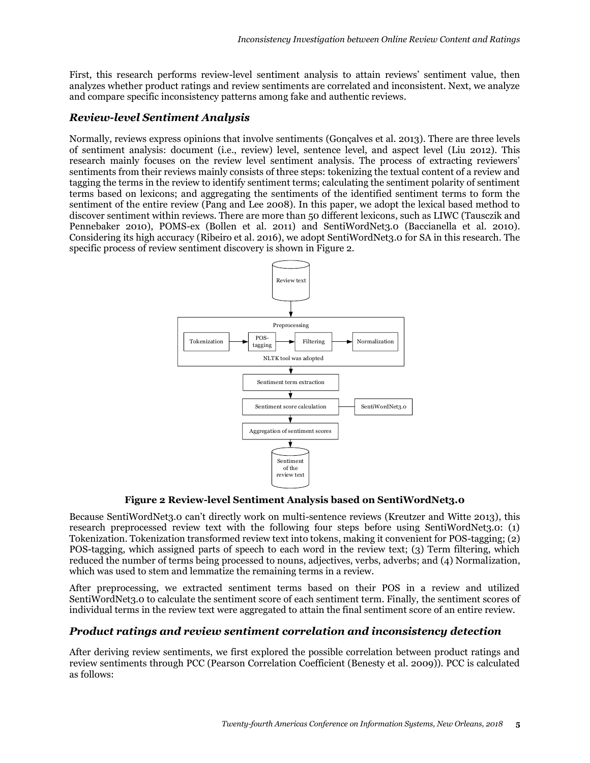First, this research performs review-level sentiment analysis to attain reviews' sentiment value, then analyzes whether product ratings and review sentiments are correlated and inconsistent. Next, we analyze and compare specific inconsistency patterns among fake and authentic reviews.

### *Review-level Sentiment Analysis*

Normally, reviews express opinions that involve sentiments (Gonçalves et al. 2013). There are three levels of sentiment analysis: document (i.e., review) level, sentence level, and aspect level (Liu 2012). This research mainly focuses on the review level sentiment analysis. The process of extracting reviewers' sentiments from their reviews mainly consists of three steps: tokenizing the textual content of a review and tagging the terms in the review to identify sentiment terms; calculating the sentiment polarity of sentiment terms based on lexicons; and aggregating the sentiments of the identified sentiment terms to form the sentiment of the entire review (Pang and Lee 2008). In this paper, we adopt the lexical based method to discover sentiment within reviews. There are more than 50 different lexicons, such as LIWC (Tausczik and Pennebaker 2010), POMS-ex (Bollen et al. 2011) and SentiWordNet3.0 (Baccianella et al. 2010). Considering its high accuracy (Ribeiro et al. 2016), we adopt SentiWordNet3.0 for SA in this research. The specific process of review sentiment discovery is shown in Figure 2.

**Figure 2 Review-level Sentiment Analysis based on SentiWordNet3.0**

Because SentiWordNet3.0 can't directly work on multi-sentence reviews (Kreutzer and Witte 2013), this research preprocessed review text with the following four steps before using SentiWordNet3.0: (1) Tokenization. Tokenization transformed review text into tokens, making it convenient for POS-tagging; (2) POS-tagging, which assigned parts of speech to each word in the review text; (3) Term filtering, which reduced the number of terms being processed to nouns, adjectives, verbs, adverbs; and (4) Normalization, which was used to stem and lemmatize the remaining terms in a review.

After preprocessing, we extracted sentiment terms based on their POS in a review and utilized SentiWordNet3.0 to calculate the sentiment score of each sentiment term. Finally, the sentiment scores of individual terms in the review text were aggregated to attain the final sentiment score of an entire review.

### *Product ratings and review sentiment correlation and inconsistency detection*

After deriving review sentiments, we first explored the possible correlation between product ratings and review sentiments through PCC (Pearson Correlation Coefficient (Benesty et al. 2009)). PCC is calculated as follows: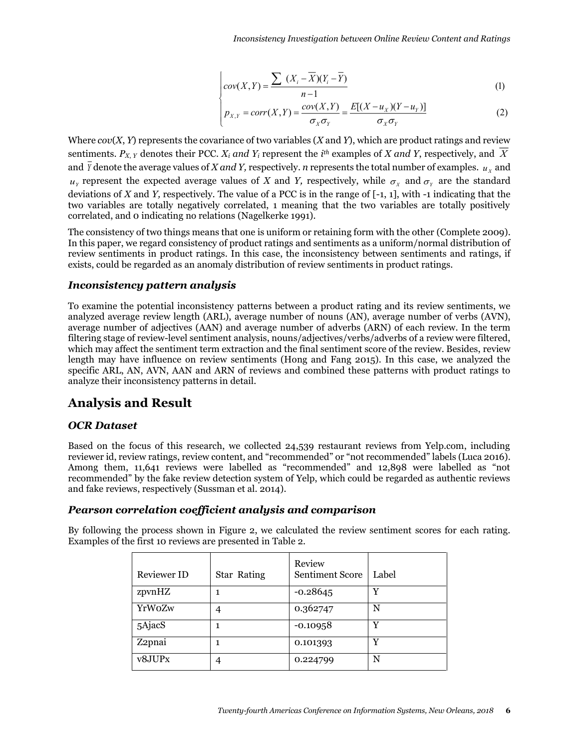$$\begin{cases} cov(X,Y) = \dfrac{\sum (X_i - \overline{X})(Y_i - \overline{Y})}{n-1} & (1) \\ p_{X,Y} = corr(X,Y) = \dfrac{cov(X,Y)}{\sigma_X \sigma_Y} = \dfrac{E[(X-u_X)(Y-u_Y)]}{\sigma_X \sigma_Y} & (2) \end{cases}$$

Where $cov(X, Y)$ represents the covariance of two variables ($X$ and $Y$), which are product ratings and review sentiments. $P_{X,Y}$ denotes their PCC. $X_i$ *and* $Y_i$ represent the $i^{th}$ examples of $X$ *and* $Y$, respectively, and $\overline{X}$ and $\overline{Y}$ denote the average values of $X$ *and* $Y$, respectively. $n$ represents the total number of examples. $u_X$ and $u_Y$ represent the expected average values of $X$ and $Y$, respectively, while $\sigma_X$ and $\sigma_Y$ are the standard deviations of $X$ and $Y$, respectively. The value of a PCC is in the range of [-1, 1], with -1 indicating that the two variables are totally negatively correlated, 1 meaning that the two variables are totally positively correlated, and 0 indicating no relations (Nagelkerke 1991).

The consistency of two things means that one is uniform or retaining form with the other (Complete 2009). In this paper, we regard consistency of product ratings and sentiments as a uniform/normal distribution of review sentiments in product ratings. In this case, the inconsistency between sentiments and ratings, if exists, could be regarded as an anomaly distribution of review sentiments in product ratings.

### *Inconsistency pattern analysis*

To examine the potential inconsistency patterns between a product rating and its review sentiments, we analyzed average review length (ARL), average number of nouns (AN), average number of verbs (AVN), average number of adjectives (AAN) and average number of adverbs (ARN) of each review. In the term filtering stage of review-level sentiment analysis, nouns/adjectives/verbs/adverbs of a review were filtered, which may affect the sentiment term extraction and the final sentiment score of the review. Besides, review length may have influence on review sentiments (Hong and Fang 2015). In this case, we analyzed the specific ARL, AN, AVN, AAN and ARN of reviews and combined these patterns with product ratings to analyze their inconsistency patterns in detail.

## Analysis and Result

### *OCR Dataset*

Based on the focus of this research, we collected 24,539 restaurant reviews from Yelp.com, including reviewer id, review ratings, review content, and "recommended" or "not recommended" labels (Luca 2016). Among them, 11,641 reviews were labelled as "recommended" and 12,898 were labelled as "not recommended" by the fake review detection system of Yelp, which could be regarded as authentic reviews and fake reviews, respectively (Sussman et al. 2014).

### *Pearson correlation coefficient analysis and comparison*

By following the process shown in Figure 2, we calculated the review sentiment scores for each rating. Examples of the first 10 reviews are presented in Table 2.

| Reviewer ID | Star Rating | Review Sentiment Score | Label |
|---|---|---|---|
| zpvnHZ | 1 | -0.28645 | Y |
| YrWoZw | 4 | 0.362747 | N |
| 5AjacS | 1 | -0.10958 | Y |
| Z2pnai | 1 | 0.101393 | Y |
| v8JUPx | 4 | 0.224799 | N |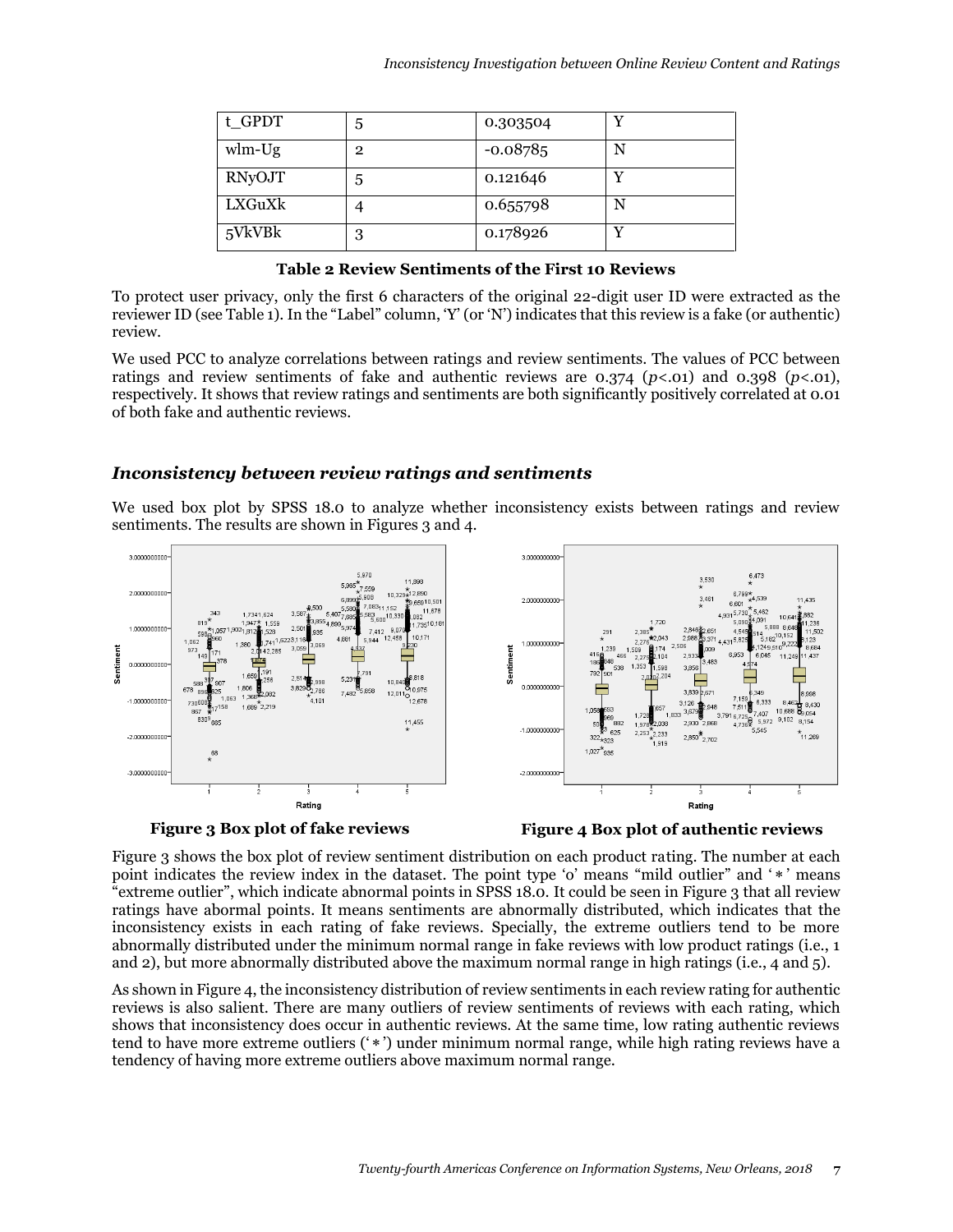| t_GPDT | 5 | 0.303504 | Y |
|---|---|---|---|
| wlm-Ug | 2 | -0.08785 | N |
| RNyOJT | 5 | 0.121646 | Y |
| LXGuXk | 4 | 0.655798 | N |
| 5VkVBk | 3 | 0.178926 | Y |

**Table 2 Review Sentiments of the First 10 Reviews**

To protect user privacy, only the first 6 characters of the original 22-digit user ID were extracted as the reviewer ID (see Table 1). In the "Label" column, 'Y' (or 'N') indicates that this review is a fake (or authentic) review.

We used PCC to analyze correlations between ratings and review sentiments. The values of PCC between ratings and review sentiments of fake and authentic reviews are 0.374 ($p$<.01) and 0.398 ($p$<.01), respectively. It shows that review ratings and sentiments are both significantly positively correlated at 0.01 of both fake and authentic reviews.

### *Inconsistency between review ratings and sentiments*

We used box plot by SPSS 18.0 to analyze whether inconsistency exists between ratings and review sentiments. The results are shown in Figures 3 and 4.

**Figure 3 Box plot of fake reviews**

**Figure 4 Box plot of authentic reviews**

Figure 3 shows the box plot of review sentiment distribution on each product rating. The number at each point indicates the review index in the dataset. The point type 'o' means "mild outlier" and '∗' means "extreme outlier", which indicate abnormal points in SPSS 18.0. It could be seen in Figure 3 that all review ratings have abormal points. It means sentiments are abnormally distributed, which indicates that the inconsistency exists in each rating of fake reviews. Specially, the extreme outliers tend to be more abnormally distributed under the minimum normal range in fake reviews with low product ratings (i.e., 1 and 2), but more abnormally distributed above the maximum normal range in high ratings (i.e., 4 and 5).

As shown in Figure 4, the inconsistency distribution of review sentiments in each review rating for authentic reviews is also salient. There are many outliers of review sentiments of reviews with each rating, which shows that inconsistency does occur in authentic reviews. At the same time, low rating authentic reviews tend to have more extreme outliers ('∗') under minimum normal range, while high rating reviews have a tendency of having more extreme outliers above maximum normal range.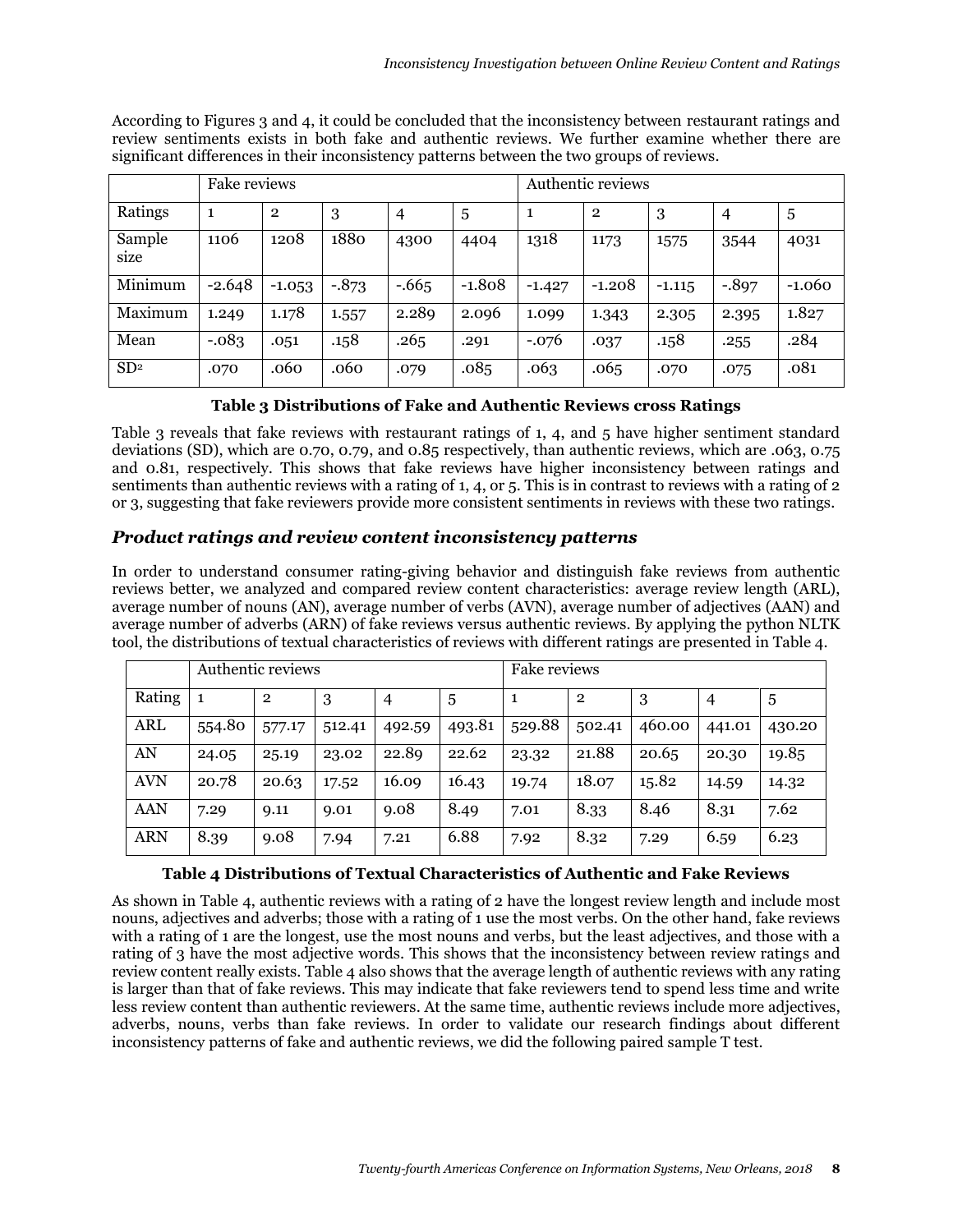According to Figures 3 and 4, it could be concluded that the inconsistency between restaurant ratings and review sentiments exists in both fake and authentic reviews. We further examine whether there are significant differences in their inconsistency patterns between the two groups of reviews.

| | Fake reviews | | | | | Authentic reviews | | | | |
|---|---|---|---|---|---|---|---|---|---|---|
| Ratings | 1 | 2 | 3 | 4 | 5 | 1 | 2 | 3 | 4 | 5 |
| Sample size | 1106 | 1208 | 1880 | 4300 | 4404 | 1318 | 1173 | 1575 | 3544 | 4031 |
| Minimum | -2.648 | -1.053 | -.873 | -.665 | -1.808 | -1.427 | -1.208 | -1.115 | -.897 | -1.060 |
| Maximum | 1.249 | 1.178 | 1.557 | 2.289 | 2.096 | 1.099 | 1.343 | 2.305 | 2.395 | 1.827 |
| Mean | -.083 | .051 | .158 | .265 | .291 | -.076 | .037 | .158 | .255 | .284 |
| $SD^2$ | .070 | .060 | .060 | .079 | .085 | .063 | .065 | .070 | .075 | .081 |

**Table 3 Distributions of Fake and Authentic Reviews cross Ratings**

Table 3 reveals that fake reviews with restaurant ratings of 1, 4, and 5 have higher sentiment standard deviations (SD), which are 0.70, 0.79, and 0.85 respectively, than authentic reviews, which are .063, 0.75 and 0.81, respectively. This shows that fake reviews have higher inconsistency between ratings and sentiments than authentic reviews with a rating of 1, 4, or 5. This is in contrast to reviews with a rating of 2 or 3, suggesting that fake reviewers provide more consistent sentiments in reviews with these two ratings.

### *Product ratings and review content inconsistency patterns*

In order to understand consumer rating-giving behavior and distinguish fake reviews from authentic reviews better, we analyzed and compared review content characteristics: average review length (ARL), average number of nouns (AN), average number of verbs (AVN), average number of adjectives (AAN) and average number of adverbs (ARN) of fake reviews versus authentic reviews. By applying the python NLTK tool, the distributions of textual characteristics of reviews with different ratings are presented in Table 4.

| | Authentic reviews | | | | | Fake reviews | | | | |
|---|---|---|---|---|---|---|---|---|---|---|
| Rating | 1 | 2 | 3 | 4 | 5 | 1 | 2 | 3 | 4 | 5 |
| ARL | 554.80 | 577.17 | 512.41 | 492.59 | 493.81 | 529.88 | 502.41 | 460.00 | 441.01 | 430.20 |
| AN | 24.05 | 25.19 | 23.02 | 22.89 | 22.62 | 23.32 | 21.88 | 20.65 | 20.30 | 19.85 |
| AVN | 20.78 | 20.63 | 17.52 | 16.09 | 16.43 | 19.74 | 18.07 | 15.82 | 14.59 | 14.32 |
| AAN | 7.29 | 9.11 | 9.01 | 9.08 | 8.49 | 7.01 | 8.33 | 8.46 | 8.31 | 7.62 |
| ARN | 8.39 | 9.08 | 7.94 | 7.21 | 6.88 | 7.92 | 8.32 | 7.29 | 6.59 | 6.23 |

**Table 4 Distributions of Textual Characteristics of Authentic and Fake Reviews**

As shown in Table 4, authentic reviews with a rating of 2 have the longest review length and include most nouns, adjectives and adverbs; those with a rating of 1 use the most verbs. On the other hand, fake reviews with a rating of 1 are the longest, use the most nouns and verbs, but the least adjectives, and those with a rating of 3 have the most adjective words. This shows that the inconsistency between review ratings and review content really exists. Table 4 also shows that the average length of authentic reviews with any rating is larger than that of fake reviews. This may indicate that fake reviewers tend to spend less time and write less review content than authentic reviewers. At the same time, authentic reviews include more adjectives, adverbs, nouns, verbs than fake reviews. In order to validate our research findings about different inconsistency patterns of fake and authentic reviews, we did the following paired sample T test.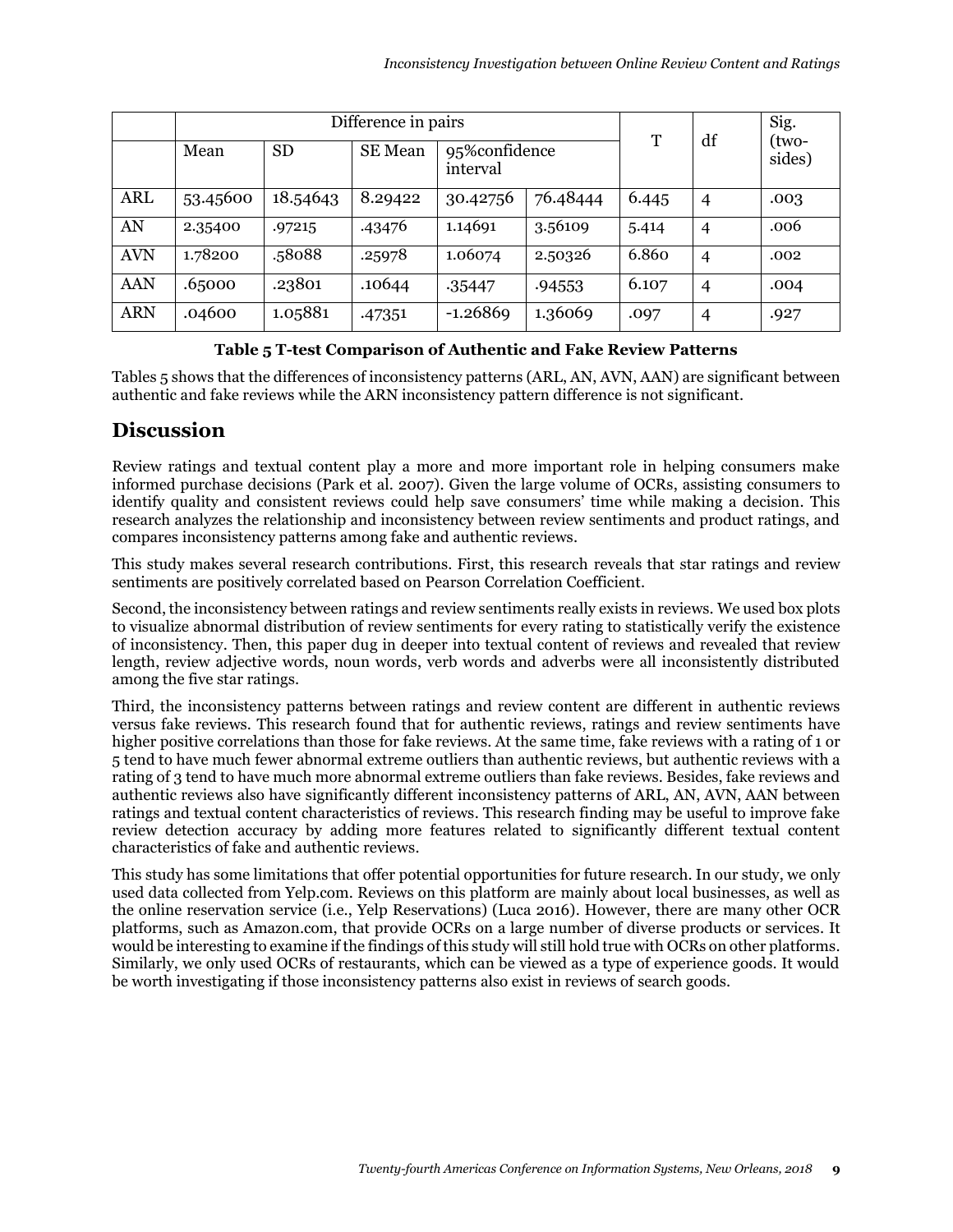| | Difference in pairs | | | | | T | df | Sig. (two-sides) |
|---|---|---|---|---|---|---|---|---|
| | Mean | SD | SE Mean | 95%confidence interval | | | | |
| ARL | 53.45600 | 18.54643 | 8.29422 | 30.42756 | 76.48444 | 6.445 | 4 | .003 |
| AN | 2.35400 | .97215 | .43476 | 1.14691 | 3.56109 | 5.414 | 4 | .006 |
| AVN | 1.78200 | .58088 | .25978 | 1.06074 | 2.50326 | 6.860 | 4 | .002 |
| AAN | .65000 | .23801 | .10644 | .35447 | .94553 | 6.107 | 4 | .004 |
| ARN | .04600 | 1.05881 | .47351 | -1.26869 | 1.36069 | .097 | 4 | .927 |

**Table 5 T-test Comparison of Authentic and Fake Review Patterns**

Tables 5 shows that the differences of inconsistency patterns (ARL, AN, AVN, AAN) are significant between authentic and fake reviews while the ARN inconsistency pattern difference is not significant.

## Discussion

Review ratings and textual content play a more and more important role in helping consumers make informed purchase decisions (Park et al. 2007). Given the large volume of OCRs, assisting consumers to identify quality and consistent reviews could help save consumers' time while making a decision. This research analyzes the relationship and inconsistency between review sentiments and product ratings, and compares inconsistency patterns among fake and authentic reviews.

This study makes several research contributions. First, this research reveals that star ratings and review sentiments are positively correlated based on Pearson Correlation Coefficient.

Second, the inconsistency between ratings and review sentiments really exists in reviews. We used box plots to visualize abnormal distribution of review sentiments for every rating to statistically verify the existence of inconsistency. Then, this paper dug in deeper into textual content of reviews and revealed that review length, review adjective words, noun words, verb words and adverbs were all inconsistently distributed among the five star ratings.

Third, the inconsistency patterns between ratings and review content are different in authentic reviews versus fake reviews. This research found that for authentic reviews, ratings and review sentiments have higher positive correlations than those for fake reviews. At the same time, fake reviews with a rating of 1 or 5 tend to have much fewer abnormal extreme outliers than authentic reviews, but authentic reviews with a rating of 3 tend to have much more abnormal extreme outliers than fake reviews. Besides, fake reviews and authentic reviews also have significantly different inconsistency patterns of ARL, AN, AVN, AAN between ratings and textual content characteristics of reviews. This research finding may be useful to improve fake review detection accuracy by adding more features related to significantly different textual content characteristics of fake and authentic reviews.

This study has some limitations that offer potential opportunities for future research. In our study, we only used data collected from Yelp.com. Reviews on this platform are mainly about local businesses, as well as the online reservation service (i.e., Yelp Reservations) (Luca 2016). However, there are many other OCR platforms, such as Amazon.com, that provide OCRs on a large number of diverse products or services. It would be interesting to examine if the findings of this study will still hold true with OCRs on other platforms. Similarly, we only used OCRs of restaurants, which can be viewed as a type of experience goods. It would be worth investigating if those inconsistency patterns also exist in reviews of search goods.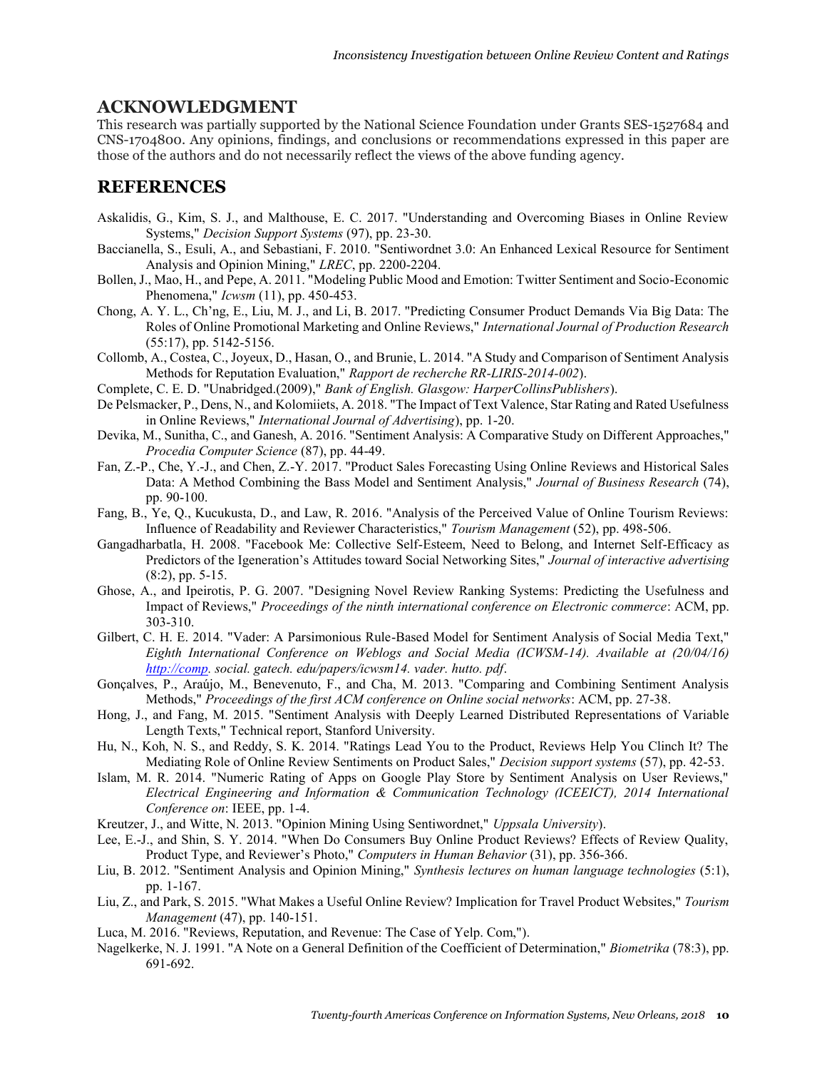## ACKNOWLEDGMENT

This research was partially supported by the National Science Foundation under Grants SES-1527684 and CNS-1704800. Any opinions, findings, and conclusions or recommendations expressed in this paper are those of the authors and do not necessarily reflect the views of the above funding agency.

## REFERENCES

Askalidis, G., Kim, S. J., and Malthouse, E. C. 2017. "Understanding and Overcoming Biases in Online Review Systems," *Decision Support Systems* (97), pp. 23-30.

Baccianella, S., Esuli, A., and Sebastiani, F. 2010. "Sentiwordnet 3.0: An Enhanced Lexical Resource for Sentiment Analysis and Opinion Mining," *LREC*, pp. 2200-2204.

Bollen, J., Mao, H., and Pepe, A. 2011. "Modeling Public Mood and Emotion: Twitter Sentiment and Socio-Economic Phenomena," *Icwsm* (11), pp. 450-453.

Chong, A. Y. L., Ch'ng, E., Liu, M. J., and Li, B. 2017. "Predicting Consumer Product Demands Via Big Data: The Roles of Online Promotional Marketing and Online Reviews," *International Journal of Production Research* (55:17), pp. 5142-5156.

Collomb, A., Costea, C., Joyeux, D., Hasan, O., and Brunie, L. 2014. "A Study and Comparison of Sentiment Analysis Methods for Reputation Evaluation," *Rapport de recherche RR-LIRIS-2014-002*).

Complete, C. E. D. "Unabridged.(2009)," *Bank of English. Glasgow: HarperCollinsPublishers*).

De Pelsmacker, P., Dens, N., and Kolomiiets, A. 2018. "The Impact of Text Valence, Star Rating and Rated Usefulness in Online Reviews," *International Journal of Advertising*), pp. 1-20.

Devika, M., Sunitha, C., and Ganesh, A. 2016. "Sentiment Analysis: A Comparative Study on Different Approaches," *Procedia Computer Science* (87), pp. 44-49.

Fan, Z.-P., Che, Y.-J., and Chen, Z.-Y. 2017. "Product Sales Forecasting Using Online Reviews and Historical Sales Data: A Method Combining the Bass Model and Sentiment Analysis," *Journal of Business Research* (74), pp. 90-100.

Fang, B., Ye, Q., Kucukusta, D., and Law, R. 2016. "Analysis of the Perceived Value of Online Tourism Reviews: Influence of Readability and Reviewer Characteristics," *Tourism Management* (52), pp. 498-506.

Gangadharbatla, H. 2008. "Facebook Me: Collective Self-Esteem, Need to Belong, and Internet Self-Efficacy as Predictors of the Igeneration's Attitudes toward Social Networking Sites," *Journal of interactive advertising* (8:2), pp. 5-15.

Ghose, A., and Ipeirotis, P. G. 2007. "Designing Novel Review Ranking Systems: Predicting the Usefulness and Impact of Reviews," *Proceedings of the ninth international conference on Electronic commerce*: ACM, pp. 303-310.

Gilbert, C. H. E. 2014. "Vader: A Parsimonious Rule-Based Model for Sentiment Analysis of Social Media Text," *Eighth International Conference on Weblogs and Social Media (ICWSM-14). Available at (20/04/16) http://comp. social. gatech. edu/papers/icwsm14. vader. hutto. pdf*.

Gonçalves, P., Araújo, M., Benevenuto, F., and Cha, M. 2013. "Comparing and Combining Sentiment Analysis Methods," *Proceedings of the first ACM conference on Online social networks*: ACM, pp. 27-38.

Hong, J., and Fang, M. 2015. "Sentiment Analysis with Deeply Learned Distributed Representations of Variable Length Texts," Technical report, Stanford University.

Hu, N., Koh, N. S., and Reddy, S. K. 2014. "Ratings Lead You to the Product, Reviews Help You Clinch It? The Mediating Role of Online Review Sentiments on Product Sales," *Decision support systems* (57), pp. 42-53.

Islam, M. R. 2014. "Numeric Rating of Apps on Google Play Store by Sentiment Analysis on User Reviews," *Electrical Engineering and Information & Communication Technology (ICEEICT), 2014 International Conference on*: IEEE, pp. 1-4.

Kreutzer, J., and Witte, N. 2013. "Opinion Mining Using Sentiwordnet," *Uppsala University*).

Lee, E.-J., and Shin, S. Y. 2014. "When Do Consumers Buy Online Product Reviews? Effects of Review Quality, Product Type, and Reviewer's Photo," *Computers in Human Behavior* (31), pp. 356-366.

Liu, B. 2012. "Sentiment Analysis and Opinion Mining," *Synthesis lectures on human language technologies* (5:1), pp. 1-167.

Liu, Z., and Park, S. 2015. "What Makes a Useful Online Review? Implication for Travel Product Websites," *Tourism Management* (47), pp. 140-151.

Luca, M. 2016. "Reviews, Reputation, and Revenue: The Case of Yelp. Com,").

Nagelkerke, N. J. 1991. "A Note on a General Definition of the Coefficient of Determination," *Biometrika* (78:3), pp. 691-692.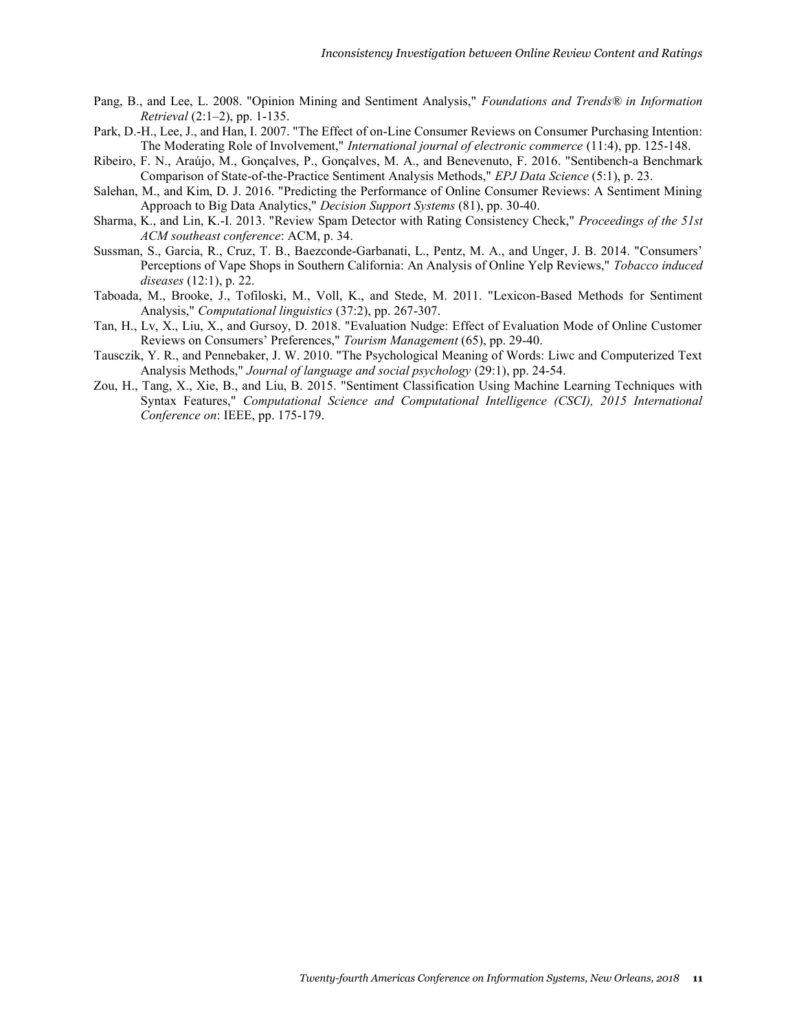Pang, B., and Lee, L. 2008. "Opinion Mining and Sentiment Analysis," *Foundations and Trends® in Information Retrieval* (2:1–2), pp. 1-135.

Park, D.-H., Lee, J., and Han, I. 2007. "The Effect of on-Line Consumer Reviews on Consumer Purchasing Intention: The Moderating Role of Involvement," *International journal of electronic commerce* (11:4), pp. 125-148.

Ribeiro, F. N., Araújo, M., Gonçalves, P., Gonçalves, M. A., and Benevenuto, F. 2016. "Sentibench-a Benchmark Comparison of State-of-the-Practice Sentiment Analysis Methods," *EPJ Data Science* (5:1), p. 23.

Salehan, M., and Kim, D. J. 2016. "Predicting the Performance of Online Consumer Reviews: A Sentiment Mining Approach to Big Data Analytics," *Decision Support Systems* (81), pp. 30-40.

Sharma, K., and Lin, K.-I. 2013. "Review Spam Detector with Rating Consistency Check," *Proceedings of the 51st ACM southeast conference*: ACM, p. 34.

Sussman, S., Garcia, R., Cruz, T. B., Baezconde-Garbanati, L., Pentz, M. A., and Unger, J. B. 2014. "Consumers' Perceptions of Vape Shops in Southern California: An Analysis of Online Yelp Reviews," *Tobacco induced diseases* (12:1), p. 22.

Taboada, M., Brooke, J., Tofiloski, M., Voll, K., and Stede, M. 2011. "Lexicon-Based Methods for Sentiment Analysis," *Computational linguistics* (37:2), pp. 267-307.

Tan, H., Lv, X., Liu, X., and Gursoy, D. 2018. "Evaluation Nudge: Effect of Evaluation Mode of Online Customer Reviews on Consumers' Preferences," *Tourism Management* (65), pp. 29-40.

Tausczik, Y. R., and Pennebaker, J. W. 2010. "The Psychological Meaning of Words: Liwc and Computerized Text Analysis Methods," *Journal of language and social psychology* (29:1), pp. 24-54.

Zou, H., Tang, X., Xie, B., and Liu, B. 2015. "Sentiment Classification Using Machine Learning Techniques with Syntax Features," *Computational Science and Computational Intelligence (CSCI), 2015 International Conference on*: IEEE, pp. 175-179.